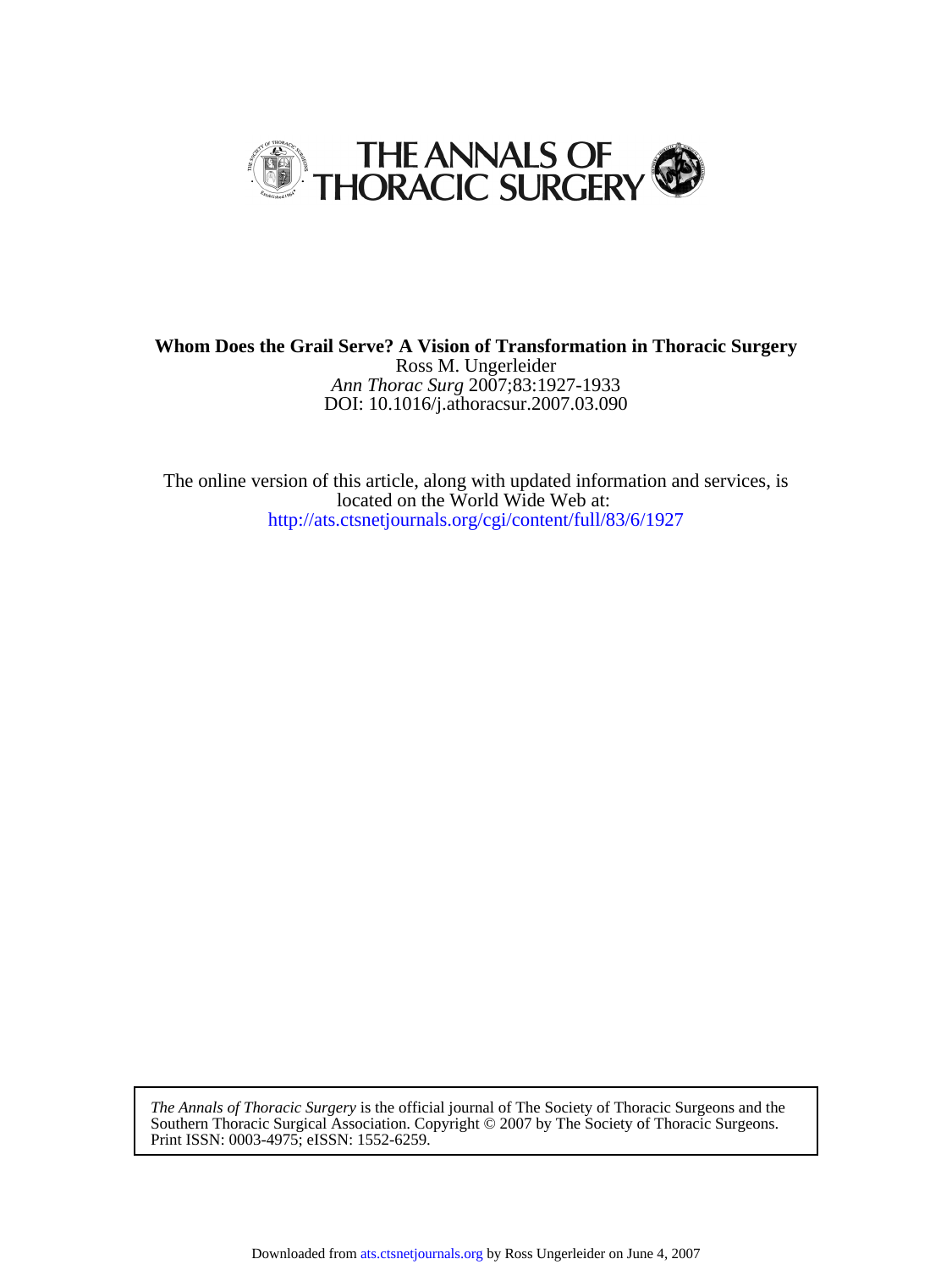# THE ANNALS OF THORACIC SURGERY

**Whom Does the Grail Serve? A Vision of Transformation in Thoracic Surgery**

Ross M. Ungerleider

*Ann Thorac Surg* 2007;83:1927-1933

DOI: 10.1016/j.athoracsur.2007.03.090

The online version of this article, along with updated information and services, is located on the World Wide Web at:

http://ats.ctsnetjournals.org/cgi/content/full/83/6/1927

*The Annals of Thoracic Surgery* is the official journal of The Society of Thoracic Surgeons and the Southern Thoracic Surgical Association. Copyright © 2007 by The Society of Thoracic Surgeons. Print ISSN: 0003-4975; eISSN: 1552-6259.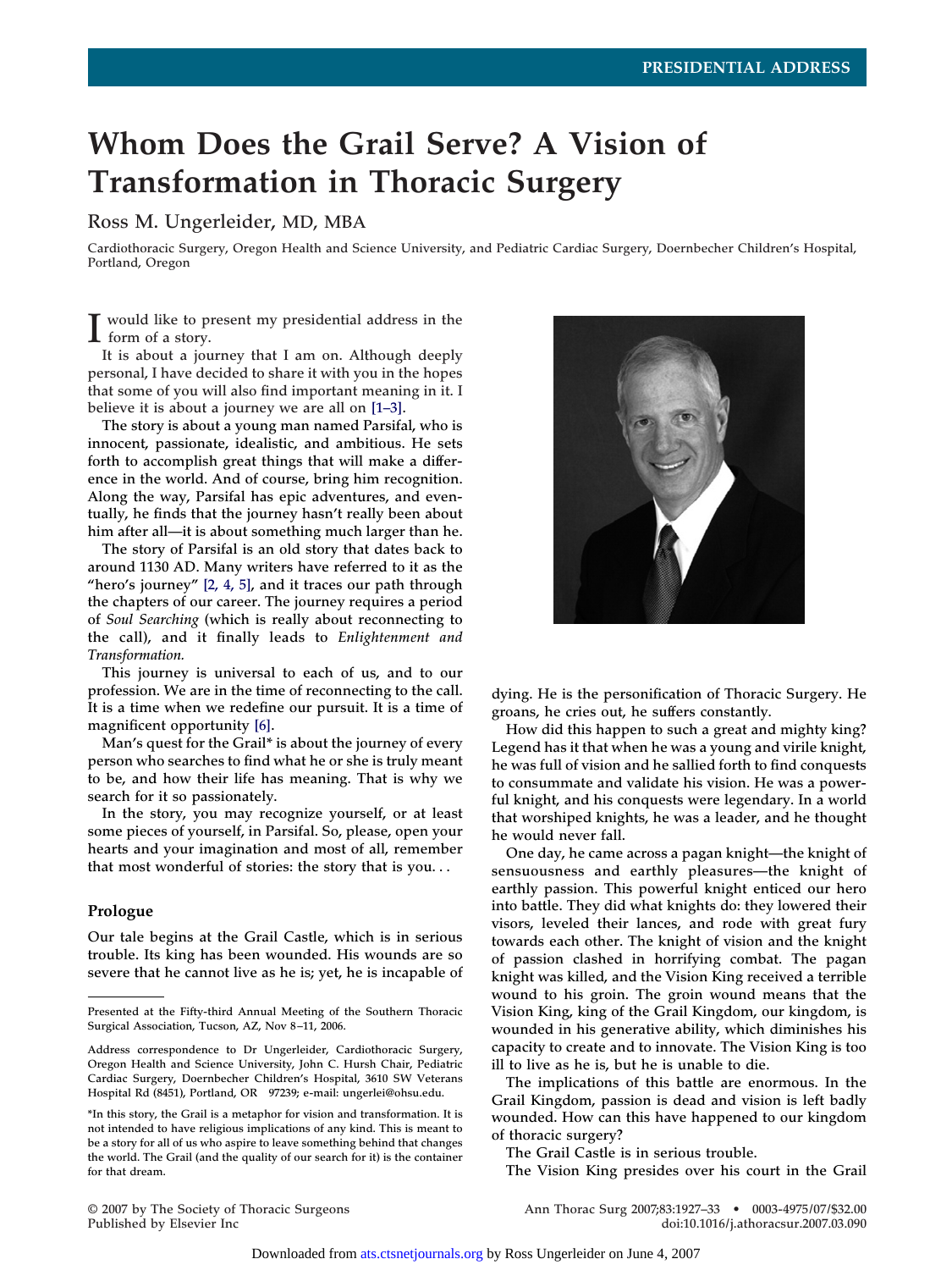# Whom Does the Grail Serve? A Vision of Transformation in Thoracic Surgery

Ross M. Ungerleider, MD, MBA

Cardiothoracic Surgery, Oregon Health and Science University, and Pediatric Cardiac Surgery, Doernbecher Children's Hospital, Portland, Oregon

I would like to present my presidential address in the form of a story.

It is about a journey that I am on. Although deeply personal, I have decided to share it with you in the hopes that some of you will also find important meaning in it. I believe it is about a journey we are all on [1–3].

The story is about a young man named Parsifal, who is innocent, passionate, idealistic, and ambitious. He sets forth to accomplish great things that will make a difference in the world. And of course, bring him recognition. Along the way, Parsifal has epic adventures, and eventually, he finds that the journey hasn't really been about him after all—it is about something much larger than he.

The story of Parsifal is an old story that dates back to around 1130 AD. Many writers have referred to it as the "hero's journey" [2, 4, 5], and it traces our path through the chapters of our career. The journey requires a period of *Soul Searching* (which is really about reconnecting to the call), and it finally leads to *Enlightenment and Transformation.*

This journey is universal to each of us, and to our profession. We are in the time of reconnecting to the call. It is a time when we redefine our pursuit. It is a time of magnificent opportunity [6].

Man's quest for the Grail* is about the journey of every person who searches to find what he or she is truly meant to be, and how their life has meaning. That is why we search for it so passionately.

In the story, you may recognize yourself, or at least some pieces of yourself, in Parsifal. So, please, open your hearts and your imagination and most of all, remember that most wonderful of stories: the story that is you. . .

## Prologue

Our tale begins at the Grail Castle, which is in serious trouble. Its king has been wounded. His wounds are so severe that he cannot live as he is; yet, he is incapable of dying. He is the personification of Thoracic Surgery. He groans, he cries out, he suffers constantly.

How did this happen to such a great and mighty king? Legend has it that when he was a young and virile knight, he was full of vision and he sallied forth to find conquests to consummate and validate his vision. He was a powerful knight, and his conquests were legendary. In a world that worshiped knights, he was a leader, and he thought he would never fall.

One day, he came across a pagan knight—the knight of sensuousness and earthly pleasures—the knight of earthly passion. This powerful knight enticed our hero into battle. They did what knights do: they lowered their visors, leveled their lances, and rode with great fury towards each other. The knight of vision and the knight of passion clashed in horrifying combat. The pagan knight was killed, and the Vision King received a terrible wound to his groin. The groin wound means that the Vision King, king of the Grail Kingdom, our kingdom, is wounded in his generative ability, which diminishes his capacity to create and to innovate. The Vision King is too ill to live as he is, but he is unable to die.

The implications of this battle are enormous. In the Grail Kingdom, passion is dead and vision is left badly wounded. How can this have happened to our kingdom of thoracic surgery?

The Grail Castle is in serious trouble.

The Vision King presides over his court in the Grail

---

Presented at the Fifty-third Annual Meeting of the Southern Thoracic Surgical Association, Tucson, AZ, Nov 8–11, 2006.

Address correspondence to Dr Ungerleider, Cardiothoracic Surgery, Oregon Health and Science University, John C. Hursh Chair, Pediatric Cardiac Surgery, Doernbecher Children's Hospital, 3610 SW Veterans Hospital Rd (8451), Portland, OR 97239; e-mail: ungerlei@ohsu.edu.

*In this story, the Grail is a metaphor for vision and transformation. It is not intended to have religious implications of any kind. This is meant to be a story for all of us who aspire to leave something behind that changes the world. The Grail (and the quality of our search for it) is the container for that dream.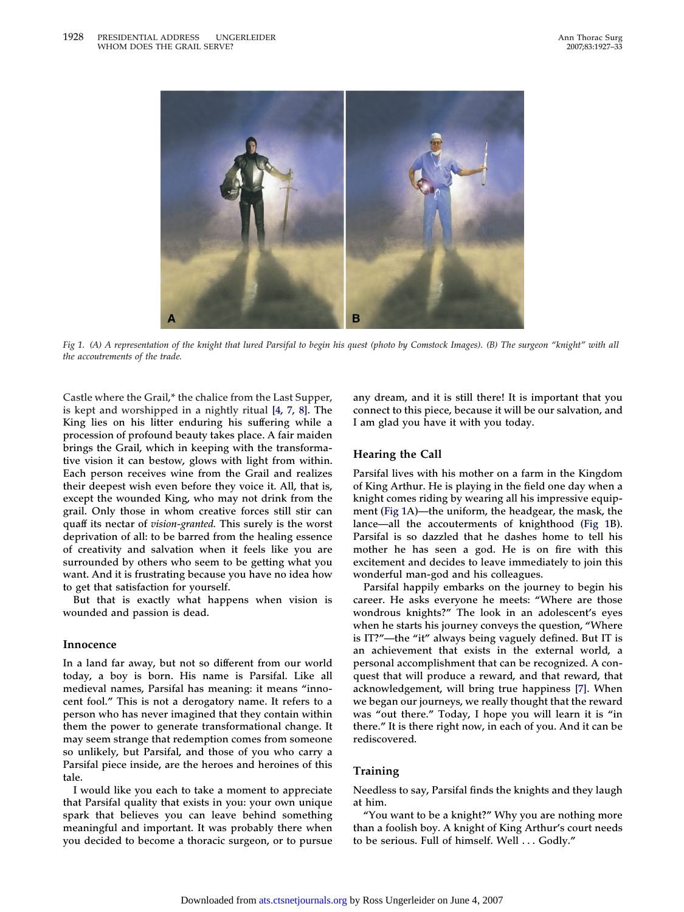Fig 1. (A) A representation of the knight that lured Parsifal to begin his quest (photo by Comstock Images). (B) The surgeon "knight" with all the accoutrements of the trade.

Castle where the Grail,* the chalice from the Last Supper, is kept and worshipped in a nightly ritual [4, 7, 8]. The King lies on his litter enduring his suffering while a procession of profound beauty takes place. A fair maiden brings the Grail, which in keeping with the transformative vision it can bestow, glows with light from within. Each person receives wine from the Grail and realizes their deepest wish even before they voice it. All, that is, except the wounded King, who may not drink from the grail. Only those in whom creative forces still stir can quaff its nectar of *vision-granted.* This surely is the worst deprivation of all: to be barred from the healing essence of creativity and salvation when it feels like you are surrounded by others who seem to be getting what you want. And it is frustrating because you have no idea how to get that satisfaction for yourself.

But that is exactly what happens when vision is wounded and passion is dead.

### Innocence

In a land far away, but not so different from our world today, a boy is born. His name is Parsifal. Like all medieval names, Parsifal has meaning: it means "innocent fool." This is not a derogatory name. It refers to a person who has never imagined that they contain within them the power to generate transformational change. It may seem strange that redemption comes from someone so unlikely, but Parsifal, and those of you who carry a Parsifal piece inside, are the heroes and heroines of this tale.

I would like you each to take a moment to appreciate that Parsifal quality that exists in you: your own unique spark that believes you can leave behind something meaningful and important. It was probably there when you decided to become a thoracic surgeon, or to pursue any dream, and it is still there! It is important that you connect to this piece, because it will be our salvation, and I am glad you have it with you today.

### Hearing the Call

Parsifal lives with his mother on a farm in the Kingdom of King Arthur. He is playing in the field one day when a knight comes riding by wearing all his impressive equipment (Fig 1A)—the uniform, the headgear, the mask, the lance—all the accouterments of knighthood (Fig 1B). Parsifal is so dazzled that he dashes home to tell his mother he has seen a god. He is on fire with this excitement and decides to leave immediately to join this wonderful man-god and his colleagues.

Parsifal happily embarks on the journey to begin his career. He asks everyone he meets: "Where are those wondrous knights?" The look in an adolescent's eyes when he starts his journey conveys the question, "Where is IT?"—the "it" always being vaguely defined. But IT is an achievement that exists in the external world, a personal accomplishment that can be recognized. A conquest that will produce a reward, and that reward, that acknowledgement, will bring true happiness [7]. When we began our journeys, we really thought that the reward was "out there." Today, I hope you will learn it is "in there." It is there right now, in each of you. And it can be rediscovered.

### Training

Needless to say, Parsifal finds the knights and they laugh at him.

"You want to be a knight?" Why you are nothing more than a foolish boy. A knight of King Arthur's court needs to be serious. Full of himself. Well . . . Godly."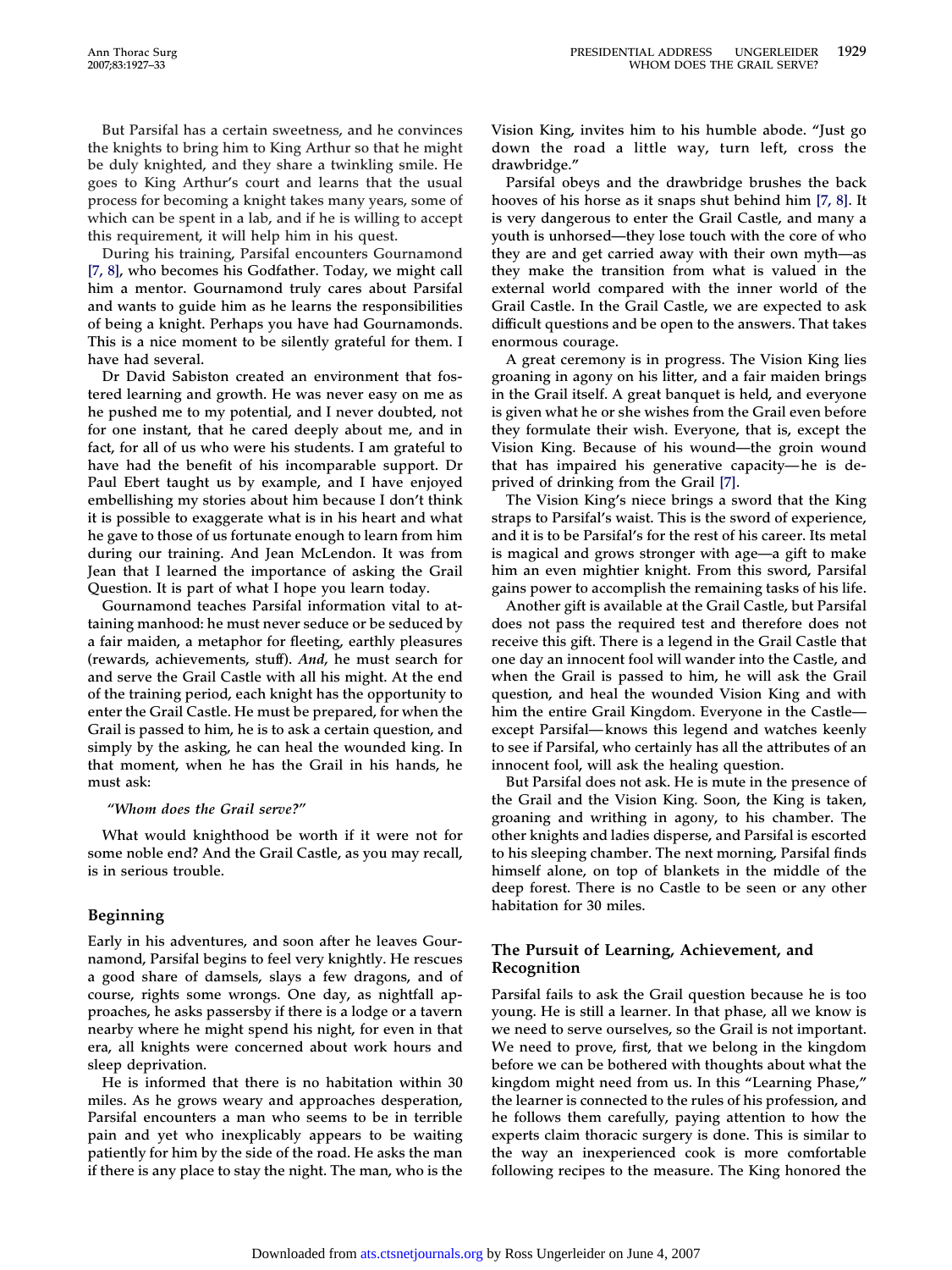But Parsifal has a certain sweetness, and he convinces the knights to bring him to King Arthur so that he might be duly knighted, and they share a twinkling smile. He goes to King Arthur's court and learns that the usual process for becoming a knight takes many years, some of which can be spent in a lab, and if he is willing to accept this requirement, it will help him in his quest.

During his training, Parsifal encounters Gournamond [7, 8], who becomes his Godfather. Today, we might call him a mentor. Gournamond truly cares about Parsifal and wants to guide him as he learns the responsibilities of being a knight. Perhaps you have had Gournamonds. This is a nice moment to be silently grateful for them. I have had several.

Dr David Sabiston created an environment that fostered learning and growth. He was never easy on me as he pushed me to my potential, and I never doubted, not for one instant, that he cared deeply about me, and in fact, for all of us who were his students. I am grateful to have had the benefit of his incomparable support. Dr Paul Ebert taught us by example, and I have enjoyed embellishing my stories about him because I don't think it is possible to exaggerate what is in his heart and what he gave to those of us fortunate enough to learn from him during our training. And Jean McLendon. It was from Jean that I learned the importance of asking the Grail Question. It is part of what I hope you learn today.

Gournamond teaches Parsifal information vital to attaining manhood: he must never seduce or be seduced by a fair maiden, a metaphor for fleeting, earthly pleasures (rewards, achievements, stuff). *And*, he must search for and serve the Grail Castle with all his might. At the end of the training period, each knight has the opportunity to enter the Grail Castle. He must be prepared, for when the Grail is passed to him, he is to ask a certain question, and simply by the asking, he can heal the wounded king. In that moment, when he has the Grail in his hands, he must ask:

*"Whom does the Grail serve?"*

What would knighthood be worth if it were not for some noble end? And the Grail Castle, as you may recall, is in serious trouble.

## Beginning

Early in his adventures, and soon after he leaves Gournamond, Parsifal begins to feel very knightly. He rescues a good share of damsels, slays a few dragons, and of course, rights some wrongs. One day, as nightfall approaches, he asks passersby if there is a lodge or a tavern nearby where he might spend his night, for even in that era, all knights were concerned about work hours and sleep deprivation.

He is informed that there is no habitation within 30 miles. As he grows weary and approaches desperation, Parsifal encounters a man who seems to be in terrible pain and yet who inexplicably appears to be waiting patiently for him by the side of the road. He asks the man if there is any place to stay the night. The man, who is the Vision King, invites him to his humble abode. "Just go down the road a little way, turn left, cross the drawbridge."

Parsifal obeys and the drawbridge brushes the back hooves of his horse as it snaps shut behind him [7, 8]. It is very dangerous to enter the Grail Castle, and many a youth is unhorsed—they lose touch with the core of who they are and get carried away with their own myth—as they make the transition from what is valued in the external world compared with the inner world of the Grail Castle. In the Grail Castle, we are expected to ask difficult questions and be open to the answers. That takes enormous courage.

A great ceremony is in progress. The Vision King lies groaning in agony on his litter, and a fair maiden brings in the Grail itself. A great banquet is held, and everyone is given what he or she wishes from the Grail even before they formulate their wish. Everyone, that is, except the Vision King. Because of his wound—the groin wound that has impaired his generative capacity—he is deprived of drinking from the Grail [7].

The Vision King's niece brings a sword that the King straps to Parsifal's waist. This is the sword of experience, and it is to be Parsifal's for the rest of his career. Its metal is magical and grows stronger with age—a gift to make him an even mightier knight. From this sword, Parsifal gains power to accomplish the remaining tasks of his life.

Another gift is available at the Grail Castle, but Parsifal does not pass the required test and therefore does not receive this gift. There is a legend in the Grail Castle that one day an innocent fool will wander into the Castle, and when the Grail is passed to him, he will ask the Grail question, and heal the wounded Vision King and with him the entire Grail Kingdom. Everyone in the Castle—except Parsifal—knows this legend and watches keenly to see if Parsifal, who certainly has all the attributes of an innocent fool, will ask the healing question.

But Parsifal does not ask. He is mute in the presence of the Grail and the Vision King. Soon, the King is taken, groaning and writhing in agony, to his chamber. The other knights and ladies disperse, and Parsifal is escorted to his sleeping chamber. The next morning, Parsifal finds himself alone, on top of blankets in the middle of the deep forest. There is no Castle to be seen or any other habitation for 30 miles.

## The Pursuit of Learning, Achievement, and Recognition

Parsifal fails to ask the Grail question because he is too young. He is still a learner. In that phase, all we know is we need to serve ourselves, so the Grail is not important. We need to prove, first, that we belong in the kingdom before we can be bothered with thoughts about what the kingdom might need from us. In this "Learning Phase," the learner is connected to the rules of his profession, and he follows them carefully, paying attention to how the experts claim thoracic surgery is done. This is similar to the way an inexperienced cook is more comfortable following recipes to the measure. The King honored the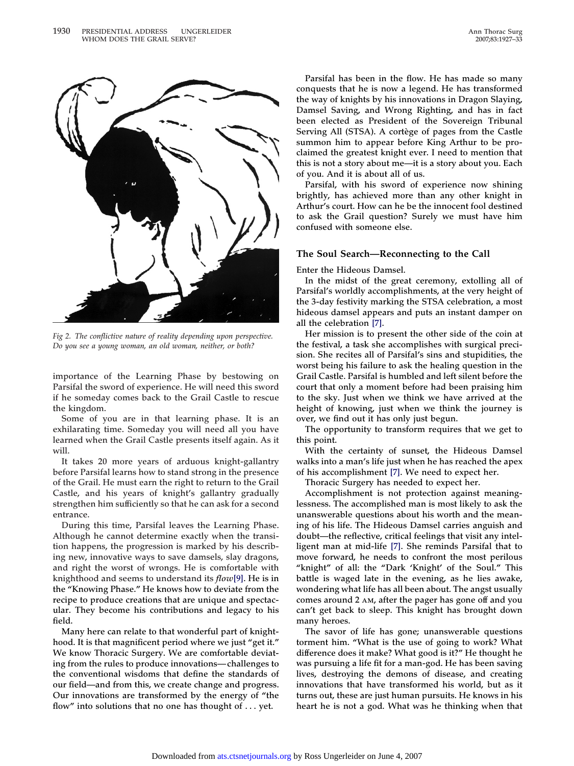Fig 2. *The conflictive nature of reality depending upon perspective. Do you see a young woman, an old woman, neither, or both?*

importance of the Learning Phase by bestowing on Parsifal the sword of experience. He will need this sword if he someday comes back to the Grail Castle to rescue the kingdom.

Some of you are in that learning phase. It is an exhilarating time. Someday you will need all you have learned when the Grail Castle presents itself again. As it will.

It takes 20 more years of arduous knight-gallantry before Parsifal learns how to stand strong in the presence of the Grail. He must earn the right to return to the Grail Castle, and his years of knight's gallantry gradually strengthen him sufficiently so that he can ask for a second entrance.

During this time, Parsifal leaves the Learning Phase. Although he cannot determine exactly when the transition happens, the progression is marked by his describing new, innovative ways to save damsels, slay dragons, and right the worst of wrongs. He is comfortable with knighthood and seems to understand its *flow*[9]. He is in the "Knowing Phase." He knows how to deviate from the recipe to produce creations that are unique and spectacular. They become his contributions and legacy to his field.

Many here can relate to that wonderful part of knighthood. It is that magnificent period where we just "get it." We know Thoracic Surgery. We are comfortable deviating from the rules to produce innovations—challenges to the conventional wisdoms that define the standards of our field—and from this, we create change and progress. Our innovations are transformed by the energy of "the flow" into solutions that no one has thought of . . . yet.

Parsifal has been in the flow. He has made so many conquests that he is now a legend. He has transformed the way of knights by his innovations in Dragon Slaying, Damsel Saving, and Wrong Righting, and has in fact been elected as President of the Sovereign Tribunal Serving All (STSA). A cortège of pages from the Castle summon him to appear before King Arthur to be proclaimed the greatest knight ever. I need to mention that this is not a story about me—it is a story about you. Each of you. And it is about all of us.

Parsifal, with his sword of experience now shining brightly, has achieved more than any other knight in Arthur's court. How can he be the innocent fool destined to ask the Grail question? Surely we must have him confused with someone else.

## The Soul Search—Reconnecting to the Call

Enter the Hideous Damsel.

In the midst of the great ceremony, extolling all of Parsifal's worldly accomplishments, at the very height of the 3-day festivity marking the STSA celebration, a most hideous damsel appears and puts an instant damper on all the celebration [7].

Her mission is to present the other side of the coin at the festival, a task she accomplishes with surgical precision. She recites all of Parsifal's sins and stupidities, the worst being his failure to ask the healing question in the Grail Castle. Parsifal is humbled and left silent before the court that only a moment before had been praising him to the sky. Just when we think we have arrived at the height of knowing, just when we think the journey is over, we find out it has only just begun.

The opportunity to transform requires that we get to this point.

With the certainty of sunset, the Hideous Damsel walks into a man's life just when he has reached the apex of his accomplishment [7]. We need to expect her.

Thoracic Surgery has needed to expect her.

Accomplishment is not protection against meaninglessness. The accomplished man is most likely to ask the unanswerable questions about his worth and the meaning of his life. The Hideous Damsel carries anguish and doubt—the reflective, critical feelings that visit any intelligent man at mid-life [7]. She reminds Parsifal that to move forward, he needs to confront the most perilous "knight" of all: the "Dark 'Knight' of the Soul." This battle is waged late in the evening, as he lies awake, wondering what life has all been about. The angst usually comes around 2 AM, after the pager has gone off and you can't get back to sleep. This knight has brought down many heroes.

The savor of life has gone; unanswerable questions torment him. "What is the use of going to work? What difference does it make? What good is it?" He thought he was pursuing a life fit for a man-god. He has been saving lives, destroying the demons of disease, and creating innovations that have transformed his world, but as it turns out, these are just human pursuits. He knows in his heart he is not a god. What was he thinking when that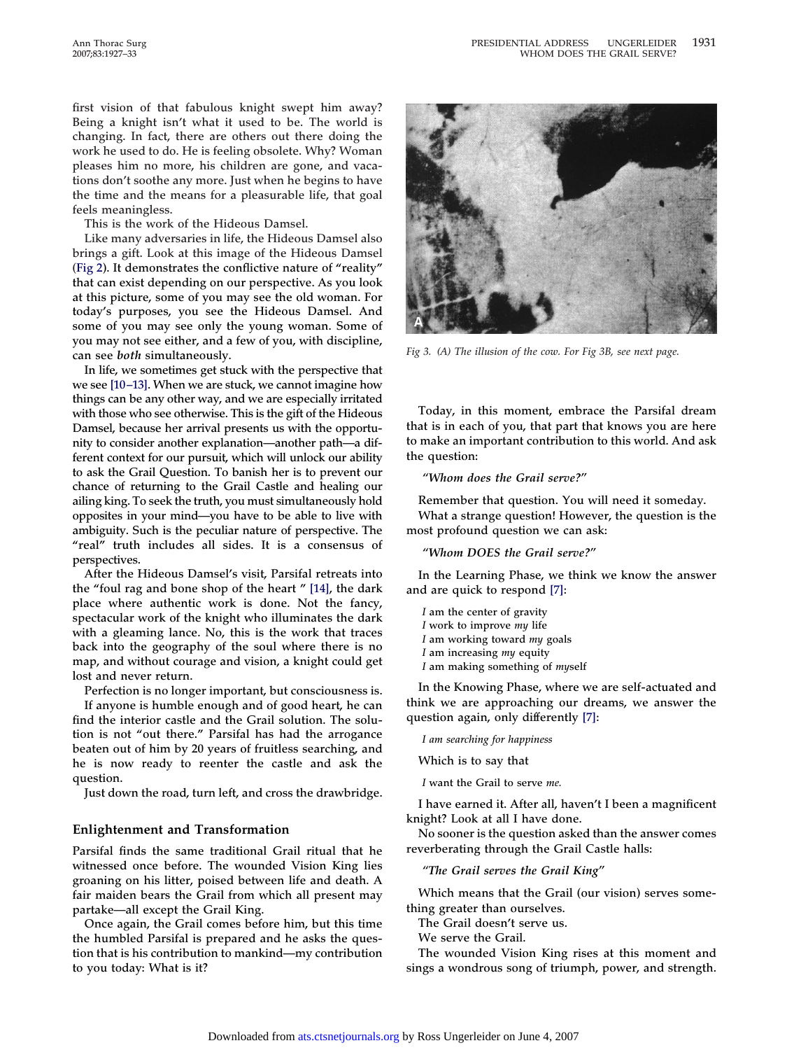first vision of that fabulous knight swept him away? Being a knight isn't what it used to be. The world is changing. In fact, there are others out there doing the work he used to do. He is feeling obsolete. Why? Woman pleases him no more, his children are gone, and vacations don't soothe any more. Just when he begins to have the time and the means for a pleasurable life, that goal feels meaningless.

This is the work of the Hideous Damsel.

Like many adversaries in life, the Hideous Damsel also brings a gift. Look at this image of the Hideous Damsel (Fig 2). It demonstrates the conflictive nature of "reality" that can exist depending on our perspective. As you look at this picture, some of you may see the old woman. For today's purposes, you see the Hideous Damsel. And some of you may see only the young woman. Some of you may not see either, and a few of you, with discipline, can see **both** simultaneously.

In life, we sometimes get stuck with the perspective that we see [10–13]. When we are stuck, we cannot imagine how things can be any other way, and we are especially irritated with those who see otherwise. This is the gift of the Hideous Damsel, because her arrival presents us with the opportunity to consider another explanation—another path—a different context for our pursuit, which will unlock our ability to ask the Grail Question. To banish her is to prevent our chance of returning to the Grail Castle and healing our ailing king. To seek the truth, you must simultaneously hold opposites in your mind—you have to be able to live with ambiguity. Such is the peculiar nature of perspective. The "real" truth includes all sides. It is a consensus of perspectives.

After the Hideous Damsel's visit, Parsifal retreats into the "foul rag and bone shop of the heart " [14], the dark place where authentic work is done. Not the fancy, spectacular work of the knight who illuminates the dark with a gleaming lance. No, this is the work that traces back into the geography of the soul where there is no map, and without courage and vision, a knight could get lost and never return.

Perfection is no longer important, but consciousness is.

If anyone is humble enough and of good heart, he can find the interior castle and the Grail solution. The solution is not "out there." Parsifal has had the arrogance beaten out of him by 20 years of fruitless searching, and he is now ready to reenter the castle and ask the question.

Just down the road, turn left, and cross the drawbridge.

## Enlightenment and Transformation

Parsifal finds the same traditional Grail ritual that he witnessed once before. The wounded Vision King lies groaning on his litter, poised between life and death. A fair maiden bears the Grail from which all present may partake—all except the Grail King.

Once again, the Grail comes before him, but this time the humbled Parsifal is prepared and he asks the question that is his contribution to mankind—my contribution to you today: What is it?

*Fig 3. (A) The illusion of the cow. For Fig 3B, see next page.*

Today, in this moment, embrace the Parsifal dream that is in each of you, that part that knows you are here to make an important contribution to this world. And ask the question:

***"Whom does the Grail serve?"***

Remember that question. You will need it someday.

What a strange question! However, the question is the most profound question we can ask:

***"Whom DOES the Grail serve?"***

In the Learning Phase, we think we know the answer and are quick to respond [7]:

*I* am the center of gravity
*I* work to improve *my* life
*I* am working toward *my* goals
*I* am increasing *my* equity
*I* am making something of *my*self

In the Knowing Phase, where we are self-actuated and think we are approaching our dreams, we answer the question again, only differently [7]:

*I am searching for happiness*

Which is to say that

*I* want the Grail to serve *me.*

I have earned it. After all, haven't I been a magnificent knight? Look at all I have done.

No sooner is the question asked than the answer comes reverberating through the Grail Castle halls:

***"The Grail serves the Grail King"***

Which means that the Grail (our vision) serves something greater than ourselves.

The Grail doesn't serve us.

We serve the Grail.

The wounded Vision King rises at this moment and sings a wondrous song of triumph, power, and strength.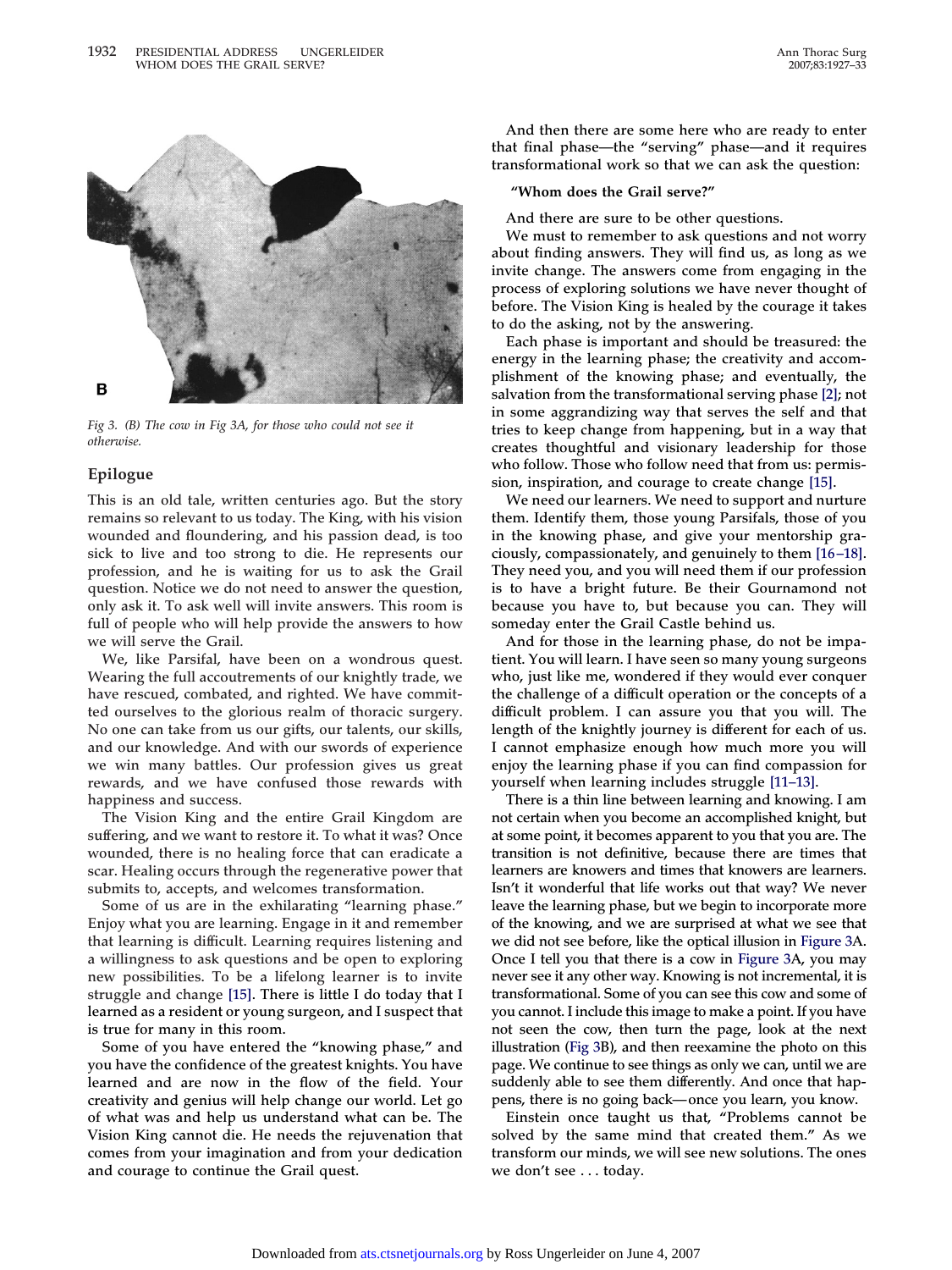Fig 3. (B) The cow in Fig 3A, for those who could not see it otherwise.

## Epilogue

This is an old tale, written centuries ago. But the story remains so relevant to us today. The King, with his vision wounded and floundering, and his passion dead, is too sick to live and too strong to die. He represents our profession, and he is waiting for us to ask the Grail question. Notice we do not need to answer the question, only ask it. To ask well will invite answers. This room is full of people who will help provide the answers to how we will serve the Grail.

We, like Parsifal, have been on a wondrous quest. Wearing the full accoutrements of our knightly trade, we have rescued, combated, and righted. We have committed ourselves to the glorious realm of thoracic surgery. No one can take from us our gifts, our talents, our skills, and our knowledge. And with our swords of experience we win many battles. Our profession gives us great rewards, and we have confused those rewards with happiness and success.

The Vision King and the entire Grail Kingdom are suffering, and we want to restore it. To what it was? Once wounded, there is no healing force that can eradicate a scar. Healing occurs through the regenerative power that submits to, accepts, and welcomes transformation.

Some of us are in the exhilarating "learning phase." Enjoy what you are learning. Engage in it and remember that learning is difficult. Learning requires listening and a willingness to ask questions and be open to exploring new possibilities. To be a lifelong learner is to invite struggle and change [15]. There is little I do today that I learned as a resident or young surgeon, and I suspect that is true for many in this room.

Some of you have entered the "knowing phase," and you have the confidence of the greatest knights. You have learned and are now in the flow of the field. Your creativity and genius will help change our world. Let go of what was and help us understand what can be. The Vision King cannot die. He needs the rejuvenation that comes from your imagination and from your dedication and courage to continue the Grail quest.

And then there are some here who are ready to enter that final phase—the "serving" phase—and it requires transformational work so that we can ask the question:

**"Whom does the Grail serve?"**

And there are sure to be other questions.

We must to remember to ask questions and not worry about finding answers. They will find us, as long as we invite change. The answers come from engaging in the process of exploring solutions we have never thought of before. The Vision King is healed by the courage it takes to do the asking, not by the answering.

Each phase is important and should be treasured: the energy in the learning phase; the creativity and accomplishment of the knowing phase; and eventually, the salvation from the transformational serving phase [2]; not in some aggrandizing way that serves the self and that tries to keep change from happening, but in a way that creates thoughtful and visionary leadership for those who follow. Those who follow need that from us: permission, inspiration, and courage to create change [15].

We need our learners. We need to support and nurture them. Identify them, those young Parsifals, those of you in the knowing phase, and give your mentorship graciously, compassionately, and genuinely to them [16–18]. They need you, and you will need them if our profession is to have a bright future. Be their Gournamond not because you have to, but because you can. They will someday enter the Grail Castle behind us.

And for those in the learning phase, do not be impatient. You will learn. I have seen so many young surgeons who, just like me, wondered if they would ever conquer the challenge of a difficult operation or the concepts of a difficult problem. I can assure you that you will. The length of the knightly journey is different for each of us. I cannot emphasize enough how much more you will enjoy the learning phase if you can find compassion for yourself when learning includes struggle [11–13].

There is a thin line between learning and knowing. I am not certain when you become an accomplished knight, but at some point, it becomes apparent to you that you are. The transition is not definitive, because there are times that learners are knowers and times that knowers are learners. Isn't it wonderful that life works out that way? We never leave the learning phase, but we begin to incorporate more of the knowing, and we are surprised at what we see that we did not see before, like the optical illusion in Figure 3A. Once I tell you that there is a cow in Figure 3A, you may never see it any other way. Knowing is not incremental, it is transformational. Some of you can see this cow and some of you cannot. I include this image to make a point. If you have not seen the cow, then turn the page, look at the next illustration (Fig 3B), and then reexamine the photo on this page. We continue to see things as only we can, until we are suddenly able to see them differently. And once that happens, there is no going back—once you learn, you know.

Einstein once taught us that, "Problems cannot be solved by the same mind that created them." As we transform our minds, we will see new solutions. The ones we don't see . . . today.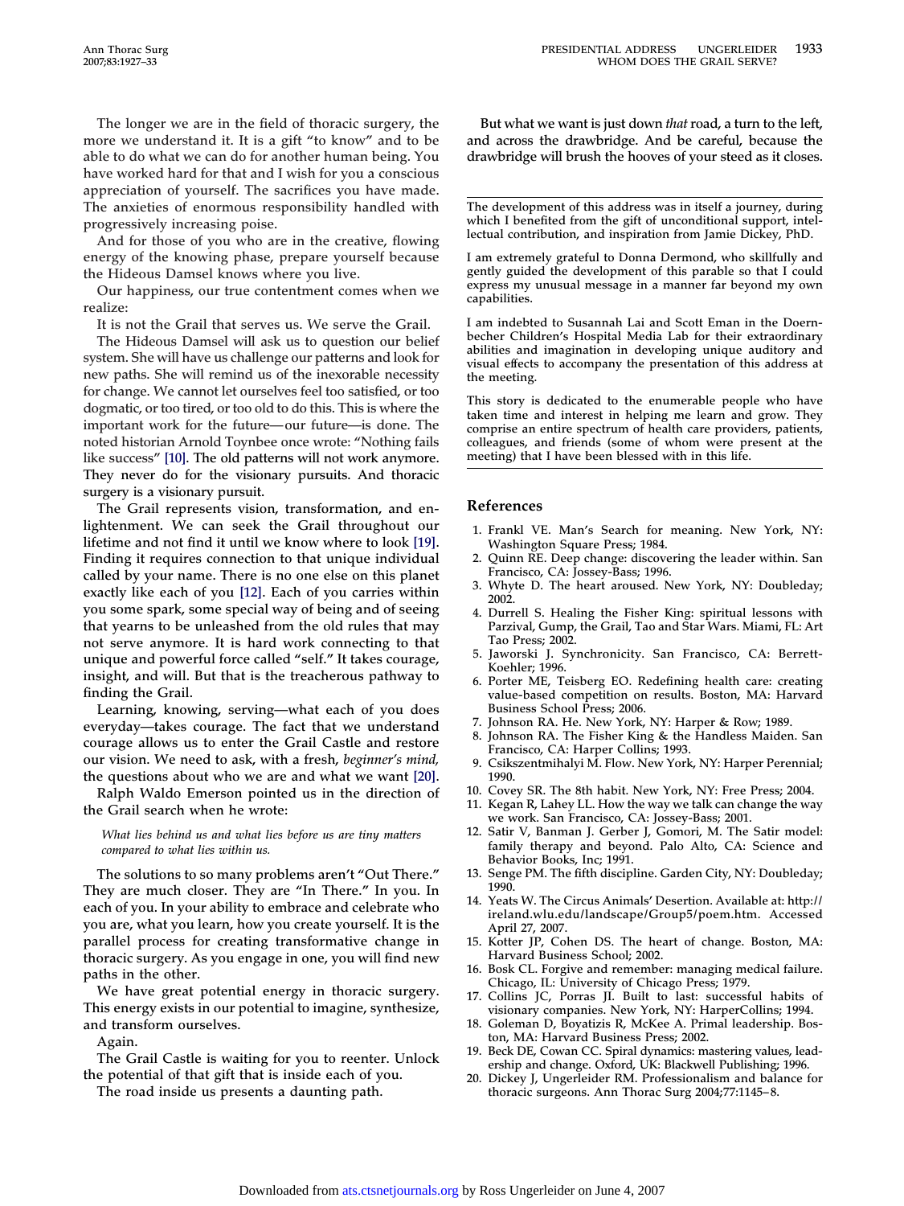The longer we are in the field of thoracic surgery, the more we understand it. It is a gift "to know" and to be able to do what we can do for another human being. You have worked hard for that and I wish for you a conscious appreciation of yourself. The sacrifices you have made. The anxieties of enormous responsibility handled with progressively increasing poise.

And for those of you who are in the creative, flowing energy of the knowing phase, prepare yourself because the Hideous Damsel knows where you live.

Our happiness, our true contentment comes when we realize:

It is not the Grail that serves us. We serve the Grail.

The Hideous Damsel will ask us to question our belief system. She will have us challenge our patterns and look for new paths. She will remind us of the inexorable necessity for change. We cannot let ourselves feel too satisfied, or too dogmatic, or too tired, or too old to do this. This is where the important work for the future—our future—is done. The noted historian Arnold Toynbee once wrote: "Nothing fails like success" [10]. The old patterns will not work anymore. They never do for the visionary pursuits. And thoracic surgery is a visionary pursuit.

The Grail represents vision, transformation, and enlightenment. We can seek the Grail throughout our lifetime and not find it until we know where to look [19]. Finding it requires connection to that unique individual called by your name. There is no one else on this planet exactly like each of you [12]. Each of you carries within you some spark, some special way of being and of seeing that yearns to be unleashed from the old rules that may not serve anymore. It is hard work connecting to that unique and powerful force called "self." It takes courage, insight, and will. But that is the treacherous pathway to finding the Grail.

Learning, knowing, serving—what each of you does everyday—takes courage. The fact that we understand courage allows us to enter the Grail Castle and restore our vision. We need to ask, with a fresh, *beginner's mind,* the questions about who we are and what we want [20].

Ralph Waldo Emerson pointed us in the direction of the Grail search when he wrote:

> *What lies behind us and what lies before us are tiny matters compared to what lies within us.*

The solutions to so many problems aren't "Out There." They are much closer. They are "In There." In you. In each of you. In your ability to embrace and celebrate who you are, what you learn, how you create yourself. It is the parallel process for creating transformative change in thoracic surgery. As you engage in one, you will find new paths in the other.

We have great potential energy in thoracic surgery. This energy exists in our potential to imagine, synthesize, and transform ourselves.

Again.

The Grail Castle is waiting for you to reenter. Unlock the potential of that gift that is inside each of you.

The road inside us presents a daunting path.

But what we want is just down *that* road, a turn to the left, and across the drawbridge. And be careful, because the drawbridge will brush the hooves of your steed as it closes.

---

The development of this address was in itself a journey, during which I benefited from the gift of unconditional support, intellectual contribution, and inspiration from Jamie Dickey, PhD.

I am extremely grateful to Donna Dermond, who skillfully and gently guided the development of this parable so that I could express my unusual message in a manner far beyond my own capabilities.

I am indebted to Susannah Lai and Scott Eman in the Doernbecher Children's Hospital Media Lab for their extraordinary abilities and imagination in developing unique auditory and visual effects to accompany the presentation of this address at the meeting.

This story is dedicated to the enumerable people who have taken time and interest in helping me learn and grow. They comprise an entire spectrum of health care providers, patients, colleagues, and friends (some of whom were present at the meeting) that I have been blessed with in this life.

---

## References

1. Frankl VE. Man's Search for meaning. New York, NY: Washington Square Press; 1984.
2. Quinn RE. Deep change: discovering the leader within. San Francisco, CA: Jossey-Bass; 1996.
3. Whyte D. The heart aroused. New York, NY: Doubleday; 2002.
4. Durrell S. Healing the Fisher King: spiritual lessons with Parzival, Gump, the Grail, Tao and Star Wars. Miami, FL: Art Tao Press; 2002.
5. Jaworski J. Synchronicity. San Francisco, CA: Berrett-Koehler; 1996.
6. Porter ME, Teisberg EO. Redefining health care: creating value-based competition on results. Boston, MA: Harvard Business School Press; 2006.
7. Johnson RA. He. New York, NY: Harper & Row; 1989.
8. Johnson RA. The Fisher King & the Handless Maiden. San Francisco, CA: Harper Collins; 1993.
9. Csikszentmihalyi M. Flow. New York, NY: Harper Perennial; 1990.
10. Covey SR. The 8th habit. New York, NY: Free Press; 2004.
11. Kegan R, Lahey LL. How the way we talk can change the way we work. San Francisco, CA: Jossey-Bass; 2001.
12. Satir V, Banman J. Gerber J, Gomori, M. The Satir model: family therapy and beyond. Palo Alto, CA: Science and Behavior Books, Inc; 1991.
13. Senge PM. The fifth discipline. Garden City, NY: Doubleday; 1990.
14. Yeats W. The Circus Animals' Desertion. Available at: http://ireland.wlu.edu/landscape/Group5/poem.htm. Accessed April 27, 2007.
15. Kotter JP, Cohen DS. The heart of change. Boston, MA: Harvard Business School; 2002.
16. Bosk CL. Forgive and remember: managing medical failure. Chicago, IL: University of Chicago Press; 1979.
17. Collins JC, Porras JI. Built to last: successful habits of visionary companies. New York, NY: HarperCollins; 1994.
18. Goleman D, Boyatizis R, McKee A. Primal leadership. Boston, MA: Harvard Business Press; 2002.
19. Beck DE, Cowan CC. Spiral dynamics: mastering values, leadership and change. Oxford, UK: Blackwell Publishing; 1996.
20. Dickey J, Ungerleider RM. Professionalism and balance for thoracic surgeons. Ann Thorac Surg 2004;77:1145–8.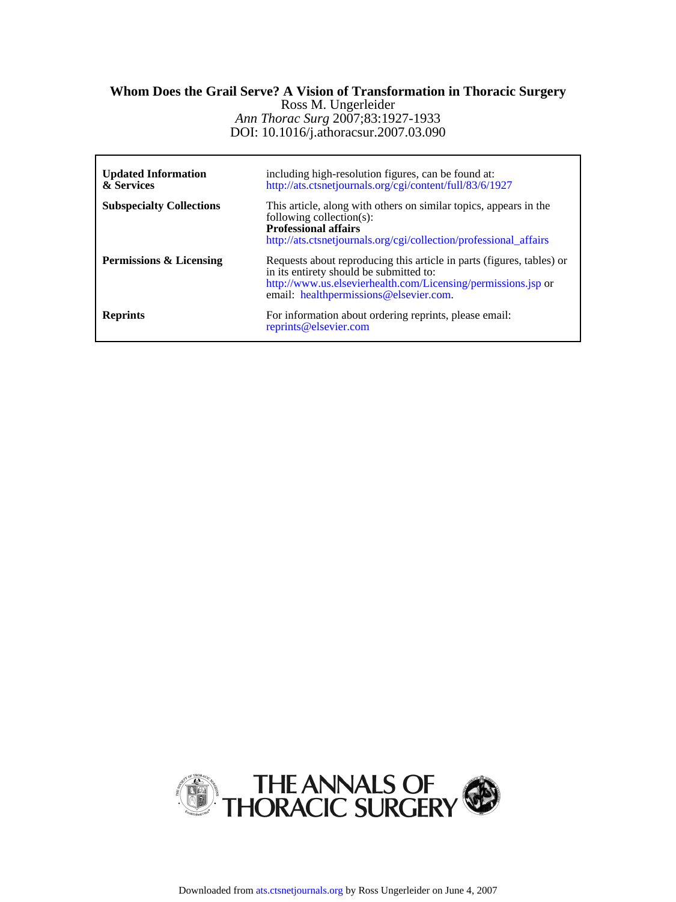**Whom Does the Grail Serve? A Vision of Transformation in Thoracic Surgery**

Ross M. Ungerleider

*Ann Thorac Surg* 2007;83:1927-1933

DOI: 10.1016/j.athoracsur.2007.03.090

| | |
|---|---|
| **Updated Information & Services** | including high-resolution figures, can be found at: http://ats.ctsnetjournals.org/cgi/content/full/83/6/1927 |
| **Subspecialty Collections** | This article, along with others on similar topics, appears in the following collection(s): **Professional affairs** http://ats.ctsnetjournals.org/cgi/collection/professional_affairs |
| **Permissions & Licensing** | Requests about reproducing this article in parts (figures, tables) or in its entirety should be submitted to: http://www.us.elsevierhealth.com/Licensing/permissions.jsp or email: healthpermissions@elsevier.com. |
| **Reprints** | For information about ordering reprints, please email: reprints@elsevier.com |

THE ANNALS OF THORACIC SURGERY

Downloaded from ats.ctsnetjournals.org by Ross Ungerleider on June 4, 2007